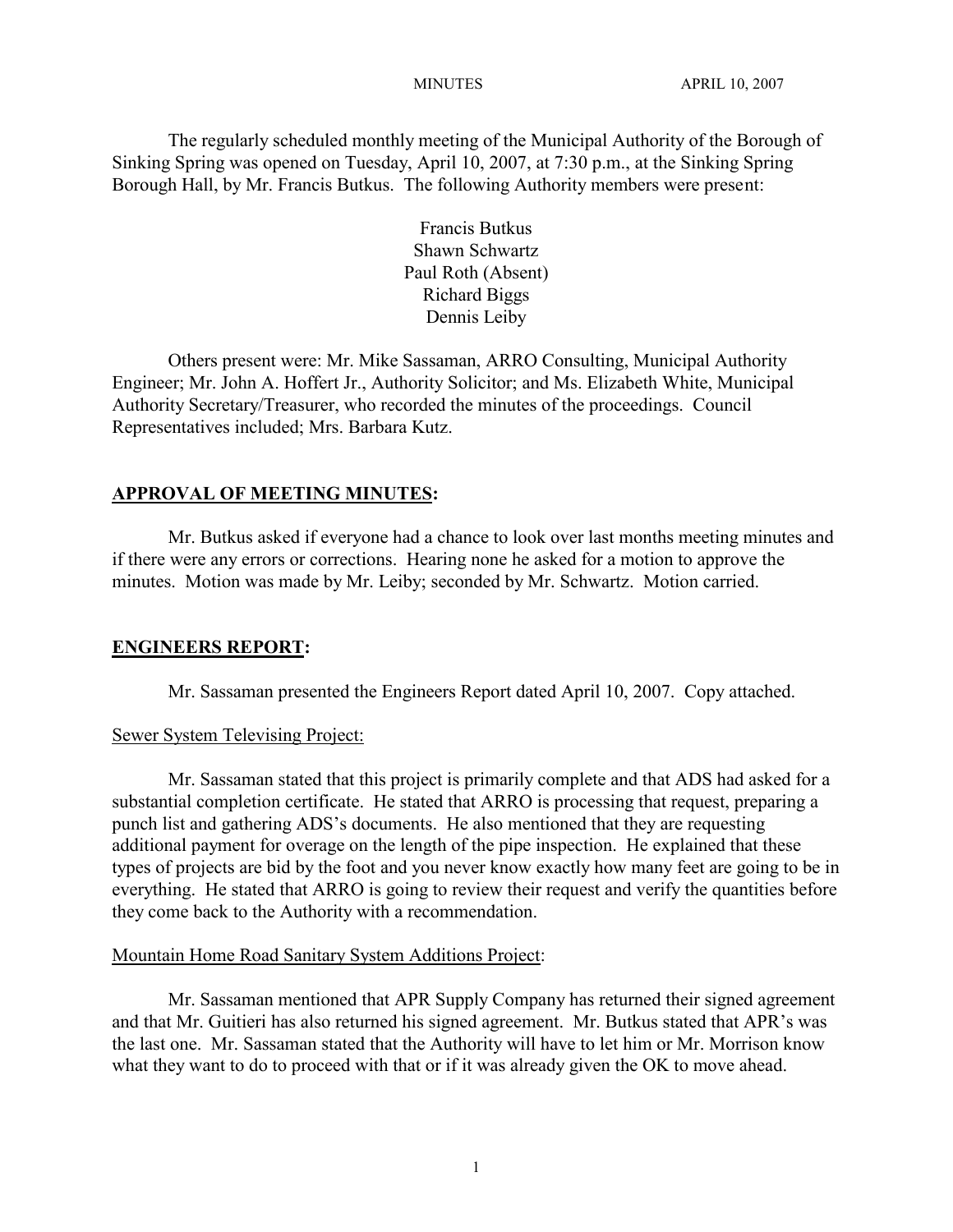The regularly scheduled monthly meeting of the Municipal Authority of the Borough of Sinking Spring was opened on Tuesday, April 10, 2007, at 7:30 p.m., at the Sinking Spring Borough Hall, by Mr. Francis Butkus. The following Authority members were present:

Francis Butkus
Shawn Schwartz
Paul Roth (Absent)
Richard Biggs
Dennis Leiby

Others present were: Mr. Mike Sassaman, ARRO Consulting, Municipal Authority Engineer; Mr. John A. Hoffert Jr., Authority Solicitor; and Ms. Elizabeth White, Municipal Authority Secretary/Treasurer, who recorded the minutes of the proceedings. Council Representatives included; Mrs. Barbara Kutz.

## APPROVAL OF MEETING MINUTES:

Mr. Butkus asked if everyone had a chance to look over last months meeting minutes and if there were any errors or corrections. Hearing none he asked for a motion to approve the minutes. Motion was made by Mr. Leiby; seconded by Mr. Schwartz. Motion carried.

## ENGINEERS REPORT:

Mr. Sassaman presented the Engineers Report dated April 10, 2007. Copy attached.

### Sewer System Televising Project:

Mr. Sassaman stated that this project is primarily complete and that ADS had asked for a substantial completion certificate. He stated that ARRO is processing that request, preparing a punch list and gathering ADS's documents. He also mentioned that they are requesting additional payment for overage on the length of the pipe inspection. He explained that these types of projects are bid by the foot and you never know exactly how many feet are going to be in everything. He stated that ARRO is going to review their request and verify the quantities before they come back to the Authority with a recommendation.

### Mountain Home Road Sanitary System Additions Project:

Mr. Sassaman mentioned that APR Supply Company has returned their signed agreement and that Mr. Guitieri has also returned his signed agreement. Mr. Butkus stated that APR's was the last one. Mr. Sassaman stated that the Authority will have to let him or Mr. Morrison know what they want to do to proceed with that or if it was already given the OK to move ahead.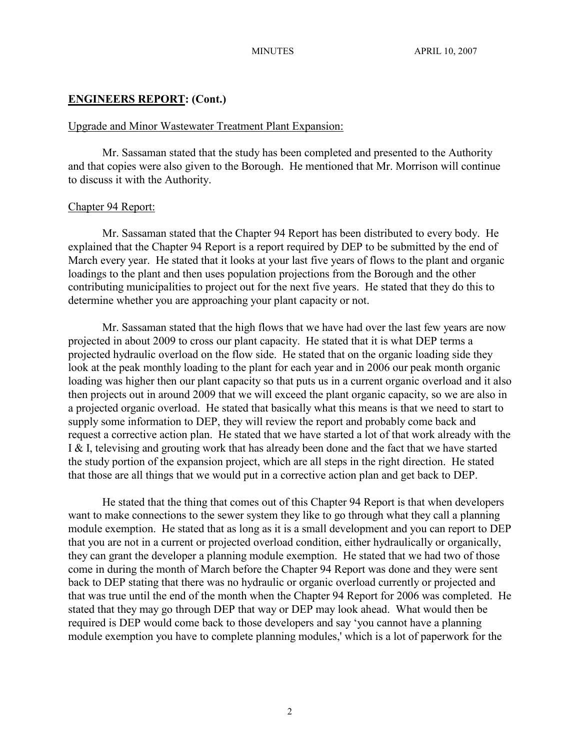## ENGINEERS REPORT: (Cont.)

Upgrade and Minor Wastewater Treatment Plant Expansion:

Mr. Sassaman stated that the study has been completed and presented to the Authority and that copies were also given to the Borough. He mentioned that Mr. Morrison will continue to discuss it with the Authority.

Chapter 94 Report:

Mr. Sassaman stated that the Chapter 94 Report has been distributed to every body. He explained that the Chapter 94 Report is a report required by DEP to be submitted by the end of March every year. He stated that it looks at your last five years of flows to the plant and organic loadings to the plant and then uses population projections from the Borough and the other contributing municipalities to project out for the next five years. He stated that they do this to determine whether you are approaching your plant capacity or not.

Mr. Sassaman stated that the high flows that we have had over the last few years are now projected in about 2009 to cross our plant capacity. He stated that it is what DEP terms a projected hydraulic overload on the flow side. He stated that on the organic loading side they look at the peak monthly loading to the plant for each year and in 2006 our peak month organic loading was higher then our plant capacity so that puts us in a current organic overload and it also then projects out in around 2009 that we will exceed the plant organic capacity, so we are also in a projected organic overload. He stated that basically what this means is that we need to start to supply some information to DEP, they will review the report and probably come back and request a corrective action plan. He stated that we have started a lot of that work already with the I & I, televising and grouting work that has already been done and the fact that we have started the study portion of the expansion project, which are all steps in the right direction. He stated that those are all things that we would put in a corrective action plan and get back to DEP.

He stated that the thing that comes out of this Chapter 94 Report is that when developers want to make connections to the sewer system they like to go through what they call a planning module exemption. He stated that as long as it is a small development and you can report to DEP that you are not in a current or projected overload condition, either hydraulically or organically, they can grant the developer a planning module exemption. He stated that we had two of those come in during the month of March before the Chapter 94 Report was done and they were sent back to DEP stating that there was no hydraulic or organic overload currently or projected and that was true until the end of the month when the Chapter 94 Report for 2006 was completed. He stated that they may go through DEP that way or DEP may look ahead. What would then be required is DEP would come back to those developers and say 'you cannot have a planning module exemption you have to complete planning modules,' which is a lot of paperwork for the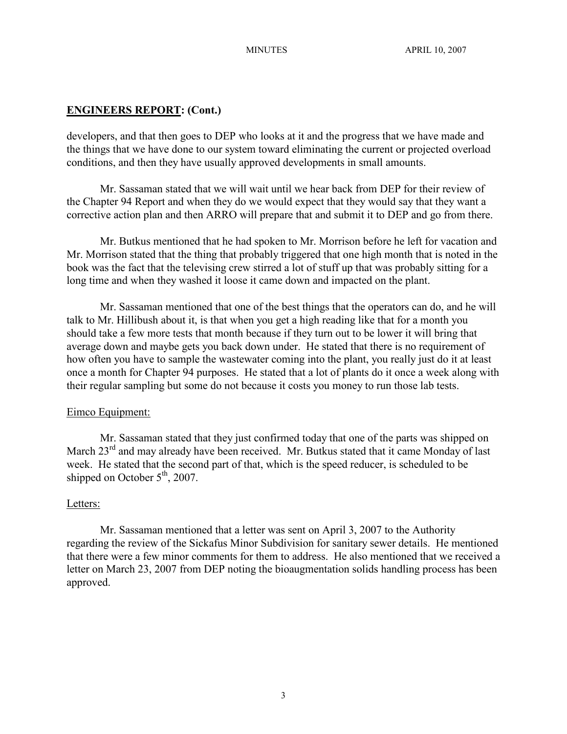## **ENGINEERS REPORT: (Cont.)**

developers, and that then goes to DEP who looks at it and the progress that we have made and the things that we have done to our system toward eliminating the current or projected overload conditions, and then they have usually approved developments in small amounts.

Mr. Sassaman stated that we will wait until we hear back from DEP for their review of the Chapter 94 Report and when they do we would expect that they would say that they want a corrective action plan and then ARRO will prepare that and submit it to DEP and go from there.

Mr. Butkus mentioned that he had spoken to Mr. Morrison before he left for vacation and Mr. Morrison stated that the thing that probably triggered that one high month that is noted in the book was the fact that the televising crew stirred a lot of stuff up that was probably sitting for a long time and when they washed it loose it came down and impacted on the plant.

Mr. Sassaman mentioned that one of the best things that the operators can do, and he will talk to Mr. Hillibush about it, is that when you get a high reading like that for a month you should take a few more tests that month because if they turn out to be lower it will bring that average down and maybe gets you back down under. He stated that there is no requirement of how often you have to sample the wastewater coming into the plant, you really just do it at least once a month for Chapter 94 purposes. He stated that a lot of plants do it once a week along with their regular sampling but some do not because it costs you money to run those lab tests.

Eimco Equipment:

Mr. Sassaman stated that they just confirmed today that one of the parts was shipped on March 23rd and may already have been received. Mr. Butkus stated that it came Monday of last week. He stated that the second part of that, which is the speed reducer, is scheduled to be shipped on October 5th, 2007.

Letters:

Mr. Sassaman mentioned that a letter was sent on April 3, 2007 to the Authority regarding the review of the Sickafus Minor Subdivision for sanitary sewer details. He mentioned that there were a few minor comments for them to address. He also mentioned that we received a letter on March 23, 2007 from DEP noting the bioaugmentation solids handling process has been approved.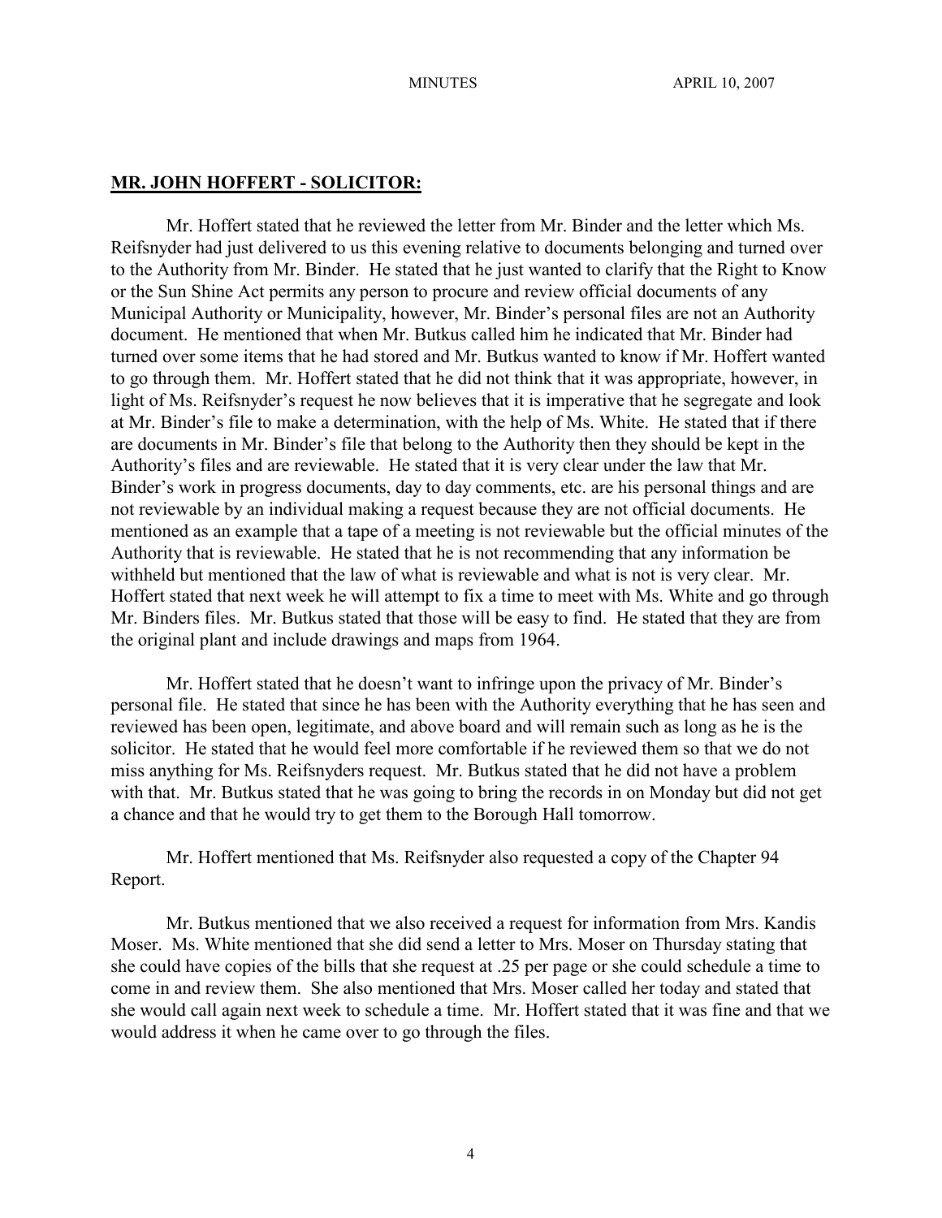## **MR. JOHN HOFFERT - SOLICITOR:**

Mr. Hoffert stated that he reviewed the letter from Mr. Binder and the letter which Ms. Reifsnyder had just delivered to us this evening relative to documents belonging and turned over to the Authority from Mr. Binder. He stated that he just wanted to clarify that the Right to Know or the Sun Shine Act permits any person to procure and review official documents of any Municipal Authority or Municipality, however, Mr. Binder's personal files are not an Authority document. He mentioned that when Mr. Butkus called him he indicated that Mr. Binder had turned over some items that he had stored and Mr. Butkus wanted to know if Mr. Hoffert wanted to go through them. Mr. Hoffert stated that he did not think that it was appropriate, however, in light of Ms. Reifsnyder's request he now believes that it is imperative that he segregate and look at Mr. Binder's file to make a determination, with the help of Ms. White. He stated that if there are documents in Mr. Binder's file that belong to the Authority then they should be kept in the Authority's files and are reviewable. He stated that it is very clear under the law that Mr. Binder's work in progress documents, day to day comments, etc. are his personal things and are not reviewable by an individual making a request because they are not official documents. He mentioned as an example that a tape of a meeting is not reviewable but the official minutes of the Authority that is reviewable. He stated that he is not recommending that any information be withheld but mentioned that the law of what is reviewable and what is not is very clear. Mr. Hoffert stated that next week he will attempt to fix a time to meet with Ms. White and go through Mr. Binders files. Mr. Butkus stated that those will be easy to find. He stated that they are from the original plant and include drawings and maps from 1964.

Mr. Hoffert stated that he doesn't want to infringe upon the privacy of Mr. Binder's personal file. He stated that since he has been with the Authority everything that he has seen and reviewed has been open, legitimate, and above board and will remain such as long as he is the solicitor. He stated that he would feel more comfortable if he reviewed them so that we do not miss anything for Ms. Reifsnyders request. Mr. Butkus stated that he did not have a problem with that. Mr. Butkus stated that he was going to bring the records in on Monday but did not get a chance and that he would try to get them to the Borough Hall tomorrow.

Mr. Hoffert mentioned that Ms. Reifsnyder also requested a copy of the Chapter 94 Report.

Mr. Butkus mentioned that we also received a request for information from Mrs. Kandis Moser. Ms. White mentioned that she did send a letter to Mrs. Moser on Thursday stating that she could have copies of the bills that she request at .25 per page or she could schedule a time to come in and review them. She also mentioned that Mrs. Moser called her today and stated that she would call again next week to schedule a time. Mr. Hoffert stated that it was fine and that we would address it when he came over to go through the files.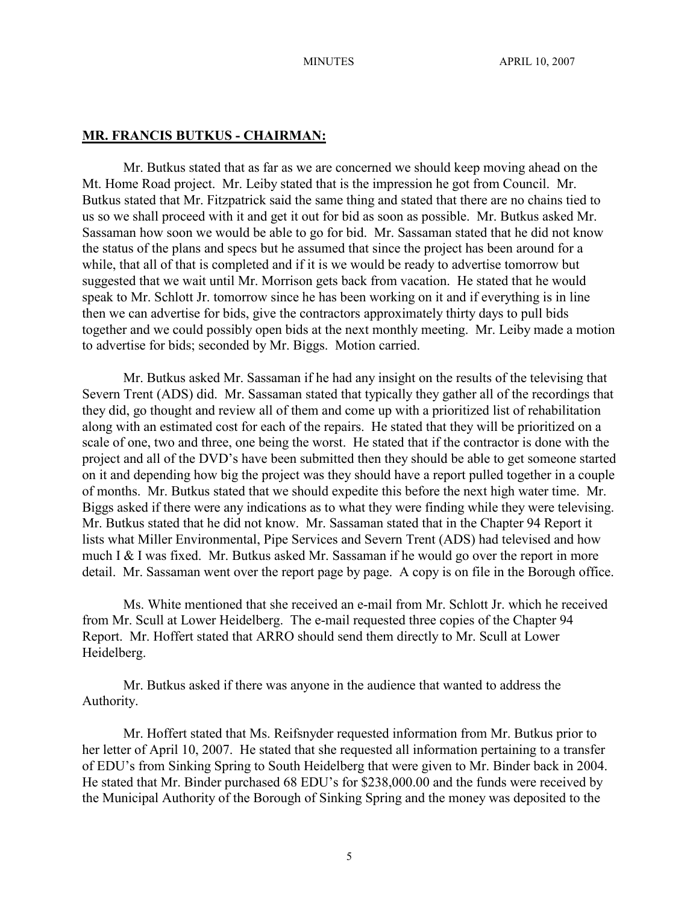## MR. FRANCIS BUTKUS - CHAIRMAN:

Mr. Butkus stated that as far as we are concerned we should keep moving ahead on the Mt. Home Road project. Mr. Leiby stated that is the impression he got from Council. Mr. Butkus stated that Mr. Fitzpatrick said the same thing and stated that there are no chains tied to us so we shall proceed with it and get it out for bid as soon as possible. Mr. Butkus asked Mr. Sassaman how soon we would be able to go for bid. Mr. Sassaman stated that he did not know the status of the plans and specs but he assumed that since the project has been around for a while, that all of that is completed and if it is we would be ready to advertise tomorrow but suggested that we wait until Mr. Morrison gets back from vacation. He stated that he would speak to Mr. Schlott Jr. tomorrow since he has been working on it and if everything is in line then we can advertise for bids, give the contractors approximately thirty days to pull bids together and we could possibly open bids at the next monthly meeting. Mr. Leiby made a motion to advertise for bids; seconded by Mr. Biggs. Motion carried.

Mr. Butkus asked Mr. Sassaman if he had any insight on the results of the televising that Severn Trent (ADS) did. Mr. Sassaman stated that typically they gather all of the recordings that they did, go thought and review all of them and come up with a prioritized list of rehabilitation along with an estimated cost for each of the repairs. He stated that they will be prioritized on a scale of one, two and three, one being the worst. He stated that if the contractor is done with the project and all of the DVD's have been submitted then they should be able to get someone started on it and depending how big the project was they should have a report pulled together in a couple of months. Mr. Butkus stated that we should expedite this before the next high water time. Mr. Biggs asked if there were any indications as to what they were finding while they were televising. Mr. Butkus stated that he did not know. Mr. Sassaman stated that in the Chapter 94 Report it lists what Miller Environmental, Pipe Services and Severn Trent (ADS) had televised and how much I & I was fixed. Mr. Butkus asked Mr. Sassaman if he would go over the report in more detail. Mr. Sassaman went over the report page by page. A copy is on file in the Borough office.

Ms. White mentioned that she received an e-mail from Mr. Schlott Jr. which he received from Mr. Scull at Lower Heidelberg. The e-mail requested three copies of the Chapter 94 Report. Mr. Hoffert stated that ARRO should send them directly to Mr. Scull at Lower Heidelberg.

Mr. Butkus asked if there was anyone in the audience that wanted to address the Authority.

Mr. Hoffert stated that Ms. Reifsnyder requested information from Mr. Butkus prior to her letter of April 10, 2007. He stated that she requested all information pertaining to a transfer of EDU's from Sinking Spring to South Heidelberg that were given to Mr. Binder back in 2004. He stated that Mr. Binder purchased 68 EDU's for $238,000.00 and the funds were received by the Municipal Authority of the Borough of Sinking Spring and the money was deposited to the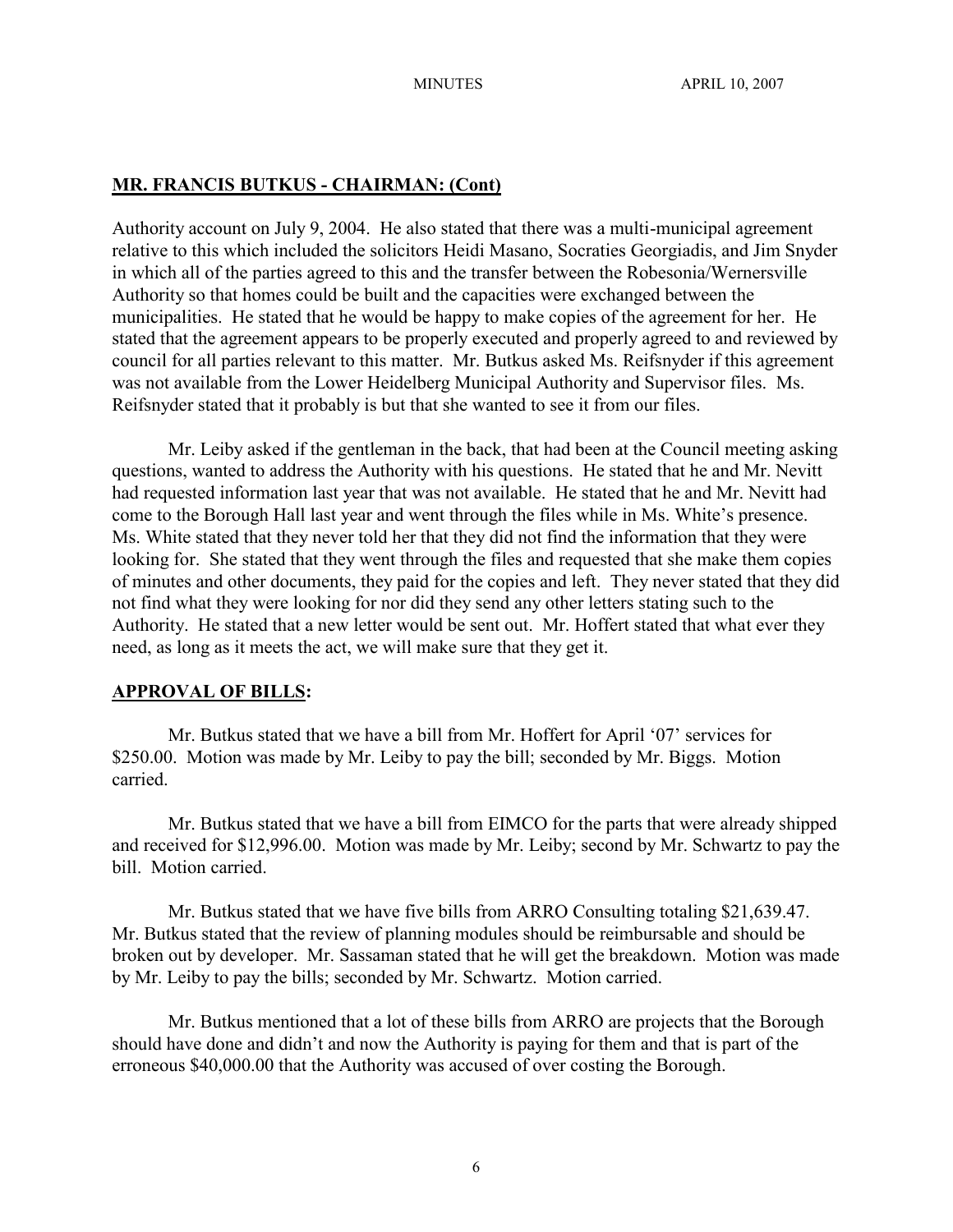## MR. FRANCIS BUTKUS - CHAIRMAN: (Cont)

Authority account on July 9, 2004. He also stated that there was a multi-municipal agreement relative to this which included the solicitors Heidi Masano, Socraties Georgiadis, and Jim Snyder in which all of the parties agreed to this and the transfer between the Robesonia/Wernersville Authority so that homes could be built and the capacities were exchanged between the municipalities. He stated that he would be happy to make copies of the agreement for her. He stated that the agreement appears to be properly executed and properly agreed to and reviewed by council for all parties relevant to this matter. Mr. Butkus asked Ms. Reifsnyder if this agreement was not available from the Lower Heidelberg Municipal Authority and Supervisor files. Ms. Reifsnyder stated that it probably is but that she wanted to see it from our files.

Mr. Leiby asked if the gentleman in the back, that had been at the Council meeting asking questions, wanted to address the Authority with his questions. He stated that he and Mr. Nevitt had requested information last year that was not available. He stated that he and Mr. Nevitt had come to the Borough Hall last year and went through the files while in Ms. White's presence. Ms. White stated that they never told her that they did not find the information that they were looking for. She stated that they went through the files and requested that she make them copies of minutes and other documents, they paid for the copies and left. They never stated that they did not find what they were looking for nor did they send any other letters stating such to the Authority. He stated that a new letter would be sent out. Mr. Hoffert stated that what ever they need, as long as it meets the act, we will make sure that they get it.

## APPROVAL OF BILLS:

Mr. Butkus stated that we have a bill from Mr. Hoffert for April '07' services for $250.00. Motion was made by Mr. Leiby to pay the bill; seconded by Mr. Biggs. Motion carried.

Mr. Butkus stated that we have a bill from EIMCO for the parts that were already shipped and received for $12,996.00. Motion was made by Mr. Leiby; second by Mr. Schwartz to pay the bill. Motion carried.

Mr. Butkus stated that we have five bills from ARRO Consulting totaling $21,639.47. Mr. Butkus stated that the review of planning modules should be reimbursable and should be broken out by developer. Mr. Sassaman stated that he will get the breakdown. Motion was made by Mr. Leiby to pay the bills; seconded by Mr. Schwartz. Motion carried.

Mr. Butkus mentioned that a lot of these bills from ARRO are projects that the Borough should have done and didn't and now the Authority is paying for them and that is part of the erroneous $40,000.00 that the Authority was accused of over costing the Borough.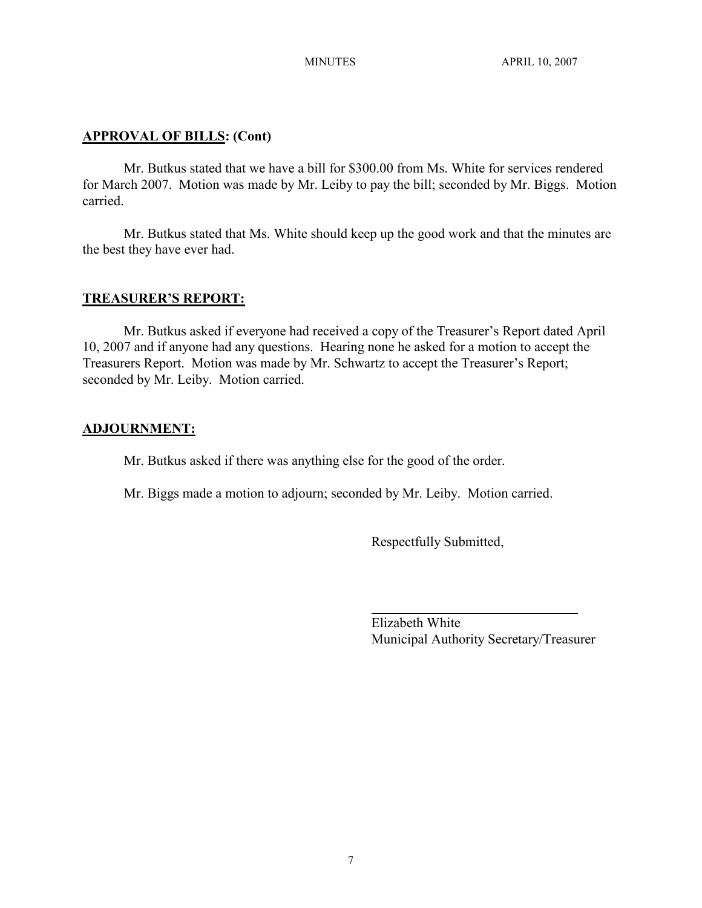**APPROVAL OF BILLS: (Cont)**

Mr. Butkus stated that we have a bill for $300.00 from Ms. White for services rendered for March 2007. Motion was made by Mr. Leiby to pay the bill; seconded by Mr. Biggs. Motion carried.

Mr. Butkus stated that Ms. White should keep up the good work and that the minutes are the best they have ever had.

**TREASURER'S REPORT:**

Mr. Butkus asked if everyone had received a copy of the Treasurer's Report dated April 10, 2007 and if anyone had any questions. Hearing none he asked for a motion to accept the Treasurers Report. Motion was made by Mr. Schwartz to accept the Treasurer's Report; seconded by Mr. Leiby. Motion carried.

**ADJOURNMENT:**

Mr. Butkus asked if there was anything else for the good of the order.

Mr. Biggs made a motion to adjourn; seconded by Mr. Leiby. Motion carried.

Respectfully Submitted,

Elizabeth White
Municipal Authority Secretary/Treasurer